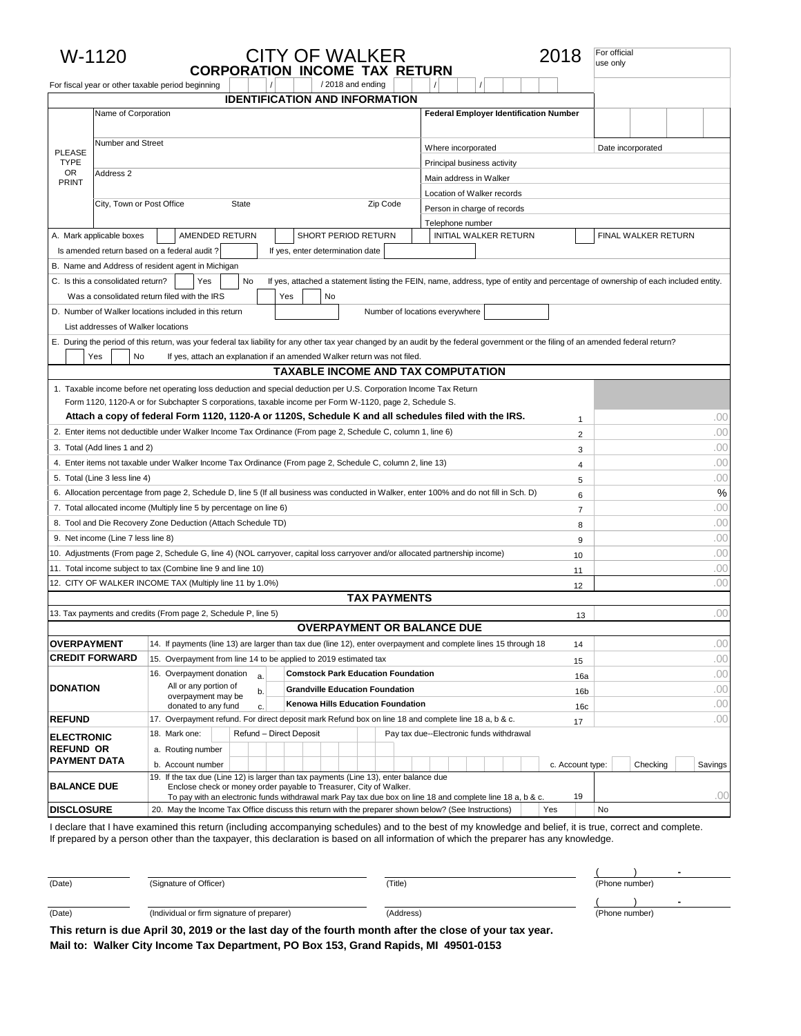# W-1120 CITY OF WALKER 2018

## CORPORATION INCOME TAX RETURN

For official use only

For fiscal year or other taxable period beginning ___ / ___ / 2018 and ending ___ / ___ / ___

## IDENTIFICATION AND INFORMATION

| PLEASE TYPE OR PRINT | | |
|---|---|---|
| Name of Corporation | | Federal Employer Identification Number |
| Number and Street | | Where incorporated / Date incorporated |
| Address 2 | | Principal business activity |
| | | Main address in Walker |
| | | Location of Walker records |
| City, Town or Post Office / State / Zip Code | | Person in charge of records |
| | | Telephone number |

A. Mark applicable boxes ☐ AMENDED RETURN ☐ SHORT PERIOD RETURN ☐ INITIAL WALKER RETURN ☐ FINAL WALKER RETURN

Is amended return based on a federal audit? ☐ If yes, enter determination date ___

B. Name and Address of resident agent in Michigan

C. Is this a consolidated return? ☐ Yes ☐ No If yes, attached a statement listing the FEIN, name, address, type of entity and percentage of ownership of each included entity.

Was a consolidated return filed with the IRS ☐ Yes ☐ No

D. Number of Walker locations included in this return ___ Number of locations everywhere ___

List addresses of Walker locations

E. During the period of this return, was your federal tax liability for any other tax year changed by an audit by the federal government or the filing of an amended federal return?

☐ Yes ☐ No If yes, attach an explanation if an amended Walker return was not filed.

## TAXABLE INCOME AND TAX COMPUTATION

| Line | Description | | Amount |
|---|---|---|---|
| 1 | Taxable income before net operating loss deduction and special deduction per U.S. Corporation Income Tax Return Form 1120, 1120-A or for Subchapter S corporations, taxable income per Form W-1120, page 2, Schedule S. **Attach a copy of federal Form 1120, 1120-A or 1120S, Schedule K and all schedules filed with the IRS.** | 1 | .00 |
| 2 | Enter items not deductible under Walker Income Tax Ordinance (From page 2, Schedule C, column 1, line 6) | 2 | .00 |
| 3 | Total (Add lines 1 and 2) | 3 | .00 |
| 4 | Enter items not taxable under Walker Income Tax Ordinance (From page 2, Schedule C, column 2, line 13) | 4 | .00 |
| 5 | Total (Line 3 less line 4) | 5 | .00 |
| 6 | Allocation percentage from page 2, Schedule D, line 5 (If all business was conducted in Walker, enter 100% and do not fill in Sch. D) | 6 | % |
| 7 | Total allocated income (Multiply line 5 by percentage on line 6) | 7 | .00 |
| 8 | Tool and Die Recovery Zone Deduction (Attach Schedule TD) | 8 | .00 |
| 9 | Net income (Line 7 less line 8) | 9 | .00 |
| 10 | Adjustments (From page 2, Schedule G, line 4) (NOL carryover, capital loss carryover and/or allocated partnership income) | 10 | .00 |
| 11 | Total income subject to tax (Combine line 9 and line 10) | 11 | .00 |
| 12 | CITY OF WALKER INCOME TAX (Multiply line 11 by 1.0%) | 12 | .00 |

## TAX PAYMENTS

| Line | Description | | Amount |
|---|---|---|---|
| 13 | Tax payments and credits (From page 2, Schedule P, line 5) | 13 | .00 |

## OVERPAYMENT OR BALANCE DUE

| | Description | | Amount |
|---|---|---|---|
| **OVERPAYMENT** | 14. If payments (line 13) are larger than tax due (line 12), enter overpayment and complete lines 15 through 18 | 14 | .00 |
| **CREDIT FORWARD** | 15. Overpayment from line 14 to be applied to 2019 estimated tax | 15 | .00 |
| **DONATION** | 16. Overpayment donation. All or any portion of overpayment may be donated to any fund: a. **Comstock Park Education Foundation** | 16a | .00 |
| | b. **Grandville Education Foundation** | 16b | .00 |
| | c. **Kenowa Hills Education Foundation** | 16c | .00 |
| **REFUND** | 17. Overpayment refund. For direct deposit mark Refund box on line 18 and complete line 18 a, b & c. | 17 | .00 |
| **ELECTRONIC REFUND OR PAYMENT DATA** | 18. Mark one: ☐ Refund – Direct Deposit ☐ Pay tax due--Electronic funds withdrawal<br>a. Routing number<br>b. Account number &nbsp; c. Account type: ☐ Checking ☐ Savings | | |
| **BALANCE DUE** | 19. If the tax due (Line 12) is larger than tax payments (Line 13), enter balance due. Enclose check or money order payable to Treasurer, City of Walker. To pay with an electronic funds withdrawal mark Pay tax due box on line 18 and complete line 18 a, b & c. | 19 | .00 |
| **DISCLOSURE** | 20. May the Income Tax Office discuss this return with the preparer shown below? (See Instructions) ☐ Yes ☐ No | | |

I declare that I have examined this return (including accompanying schedules) and to the best of my knowledge and belief, it is true, correct and complete. If prepared by a person other than the taxpayer, this declaration is based on all information of which the preparer has any knowledge.

| (Date) | (Signature of Officer) | (Title) | (Phone number) |
|---|---|---|---|
| (Date) | (Individual or firm signature of preparer) | (Address) | (Phone number) |

**This return is due April 30, 2019 or the last day of the fourth month after the close of your tax year.**

**Mail to: Walker City Income Tax Department, PO Box 153, Grand Rapids, MI 49501-0153**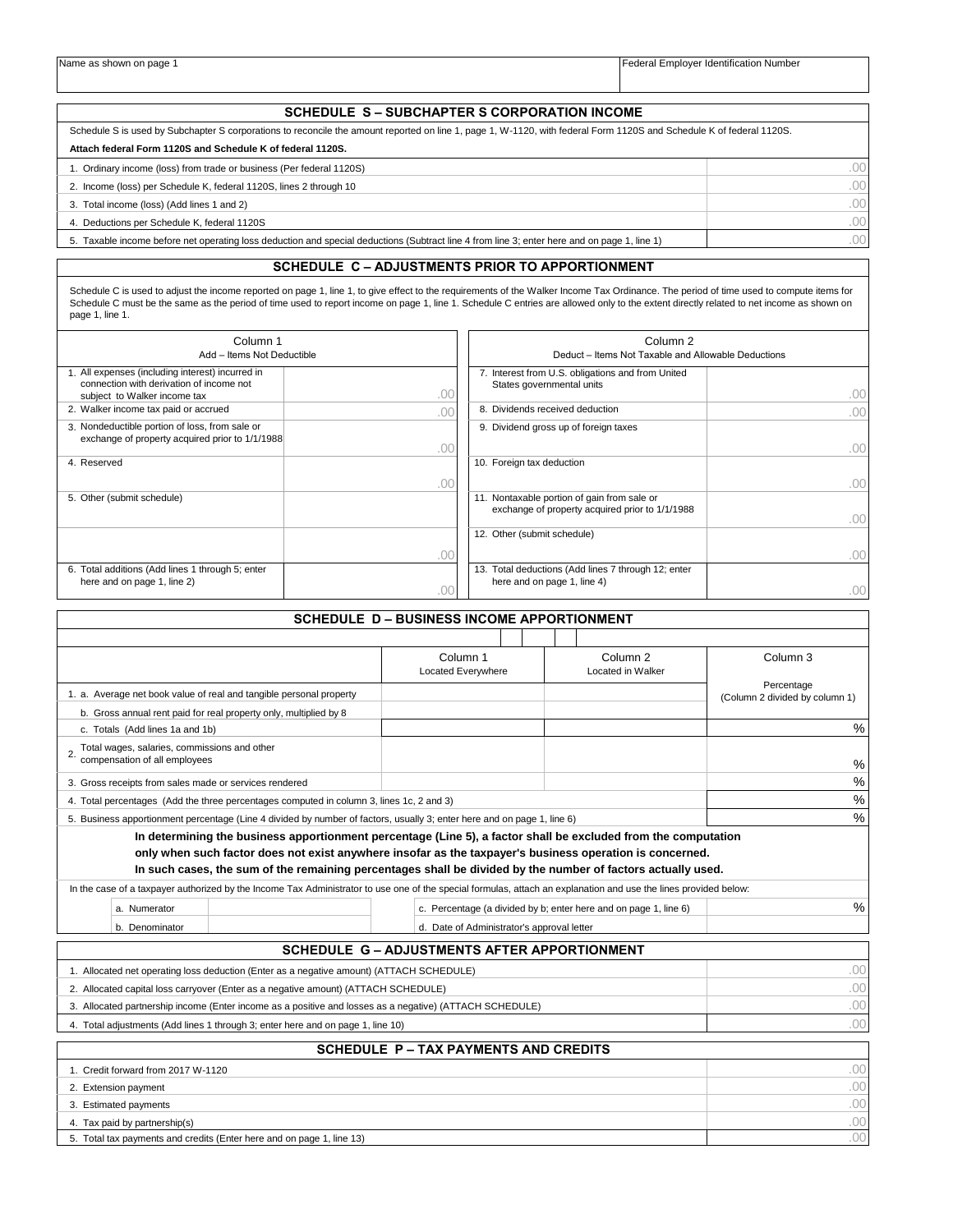| Name as shown on page 1 | Federal Employer Identification Number |
| --- | --- |
| | |

## SCHEDULE S – SUBCHAPTER S CORPORATION INCOME

Schedule S is used by Subchapter S corporations to reconcile the amount reported on line 1, page 1, W-1120, with federal Form 1120S and Schedule K of federal 1120S.

**Attach federal Form 1120S and Schedule K of federal 1120S.**

| | |
| --- | --- |
| 1. Ordinary income (loss) from trade or business (Per federal 1120S) | .00 |
| 2. Income (loss) per Schedule K, federal 1120S, lines 2 through 10 | .00 |
| 3. Total income (loss) (Add lines 1 and 2) | .00 |
| 4. Deductions per Schedule K, federal 1120S | .00 |
| 5. Taxable income before net operating loss deduction and special deductions (Subtract line 4 from line 3; enter here and on page 1, line 1) | .00 |

## SCHEDULE C – ADJUSTMENTS PRIOR TO APPORTIONMENT

Schedule C is used to adjust the income reported on page 1, line 1, to give effect to the requirements of the Walker Income Tax Ordinance. The period of time used to compute items for Schedule C must be the same as the period of time used to report income on page 1, line 1. Schedule C entries are allowed only to the extent directly related to net income as shown on page 1, line 1.

| Column 1<br>Add – Items Not Deductible | | Column 2<br>Deduct – Items Not Taxable and Allowable Deductions | |
| --- | --- | --- | --- |
| 1. All expenses (including interest) incurred in connection with derivation of income not subject to Walker income tax | .00 | 7. Interest from U.S. obligations and from United States governmental units | .00 |
| 2. Walker income tax paid or accrued | .00 | 8. Dividends received deduction | .00 |
| 3. Nondeductible portion of loss, from sale or exchange of property acquired prior to 1/1/1988 | .00 | 9. Dividend gross up of foreign taxes | .00 |
| 4. Reserved | .00 | 10. Foreign tax deduction | .00 |
| 5. Other (submit schedule) | | 11. Nontaxable portion of gain from sale or exchange of property acquired prior to 1/1/1988 | .00 |
| | .00 | 12. Other (submit schedule) | .00 |
| 6. Total additions (Add lines 1 through 5; enter here and on page 1, line 2) | .00 | 13. Total deductions (Add lines 7 through 12; enter here and on page 1, line 4) | .00 |

## SCHEDULE D – BUSINESS INCOME APPORTIONMENT

| | Column 1<br>Located Everywhere | Column 2<br>Located in Walker | Column 3<br>Percentage<br>(Column 2 divided by column 1) |
| --- | --- | --- | --- |
| 1. a. Average net book value of real and tangible personal property | | | |
| b. Gross annual rent paid for real property only, multiplied by 8 | | | |
| c. Totals (Add lines 1a and 1b) | | | % |
| 2. Total wages, salaries, commissions and other compensation of all employees | | | % |
| 3. Gross receipts from sales made or services rendered | | | % |
| 4. Total percentages (Add the three percentages computed in column 3, lines 1c, 2 and 3) | | | % |
| 5. Business apportionment percentage (Line 4 divided by number of factors, usually 3; enter here and on page 1, line 6) | | | % |

**In determining the business apportionment percentage (Line 5), a factor shall be excluded from the computation only when such factor does not exist anywhere insofar as the taxpayer's business operation is concerned. In such cases, the sum of the remaining percentages shall be divided by the number of factors actually used.**

In the case of a taxpayer authorized by the Income Tax Administrator to use one of the special formulas, attach an explanation and use the lines provided below:

| | | | |
| --- | --- | --- | --- |
| a. Numerator | | c. Percentage (a divided by b; enter here and on page 1, line 6) | % |
| b. Denominator | | d. Date of Administrator's approval letter | |

## SCHEDULE G – ADJUSTMENTS AFTER APPORTIONMENT

| | |
| --- | --- |
| 1. Allocated net operating loss deduction (Enter as a negative amount) (ATTACH SCHEDULE) | .00 |
| 2. Allocated capital loss carryover (Enter as a negative amount) (ATTACH SCHEDULE) | .00 |
| 3. Allocated partnership income (Enter income as a positive and losses as a negative) (ATTACH SCHEDULE) | .00 |
| 4. Total adjustments (Add lines 1 through 3; enter here and on page 1, line 10) | .00 |

## SCHEDULE P – TAX PAYMENTS AND CREDITS

| | |
| --- | --- |
| 1. Credit forward from 2017 W-1120 | .00 |
| 2. Extension payment | .00 |
| 3. Estimated payments | .00 |
| 4. Tax paid by partnership(s) | .00 |
| 5. Total tax payments and credits (Enter here and on page 1, line 13) | .00 |